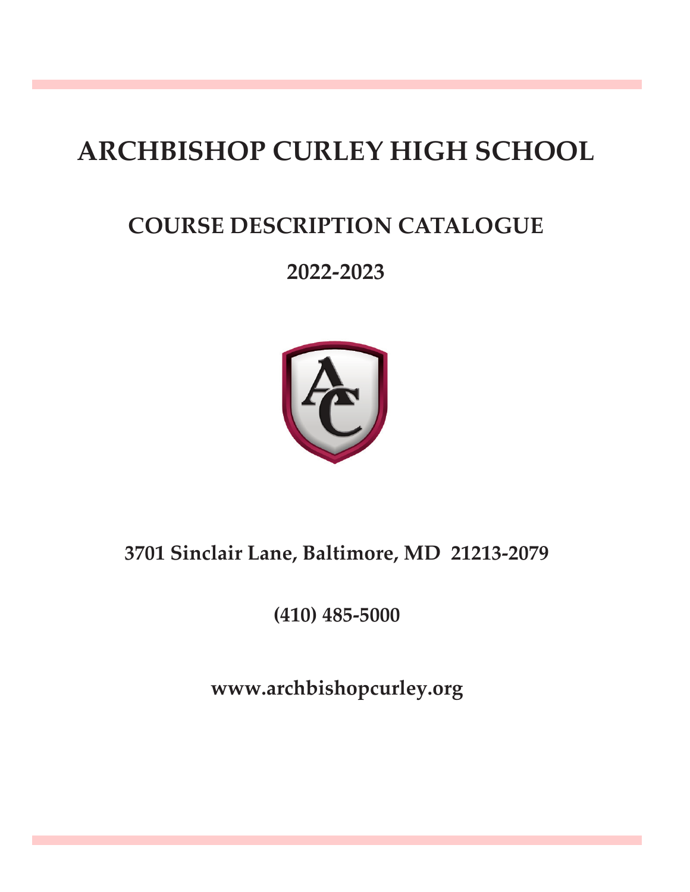# ARCHBISHOP CURLEY HIGH SCHOOL

## COURSE DESCRIPTION CATALOGUE

## 2022-2023

**3701 Sinclair Lane, Baltimore, MD 21213-2079**

**(410) 485-5000**

**www.archbishopcurley.org**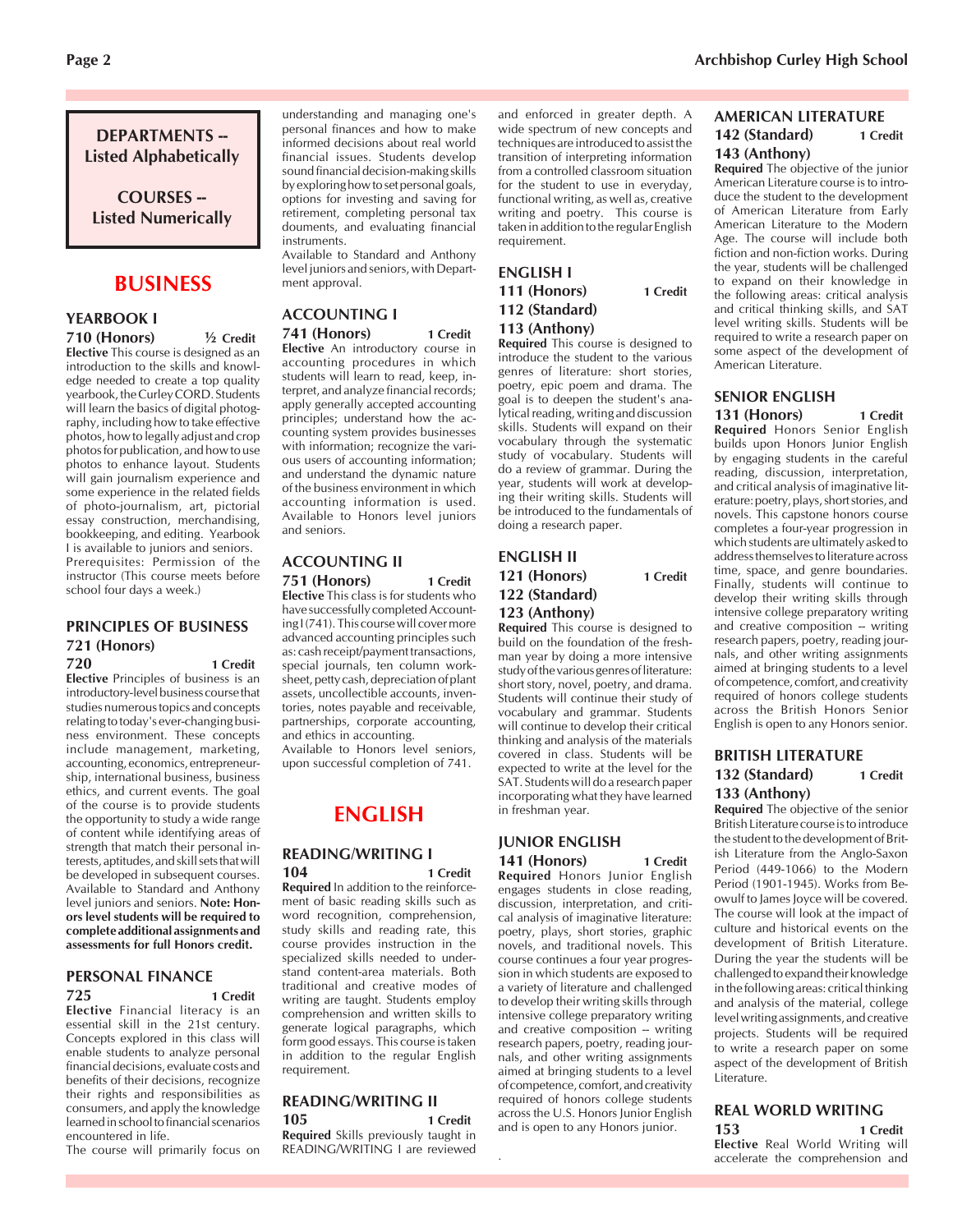**DEPARTMENTS -- Listed Alphabetically**

**COURSES -- Listed Numerically**

# BUSINESS

### YEARBOOK I

**710 (Honors)** **½ Credit**

**Elective** This course is designed as an introduction to the skills and knowledge needed to create a top quality yearbook, the Curley CORD. Students will learn the basics of digital photography, including how to take effective photos, how to legally adjust and crop photos for publication, and how to use photos to enhance layout. Students will gain journalism experience and some experience in the related fields of photo-journalism, art, pictorial essay construction, merchandising, bookkeeping, and editing. Yearbook I is available to juniors and seniors. Prerequisites: Permission of the instructor (This course meets before school four days a week.)

### PRINCIPLES OF BUSINESS

**721 (Honors)**

**720** **1 Credit**

**Elective** Principles of business is an introductory-level business course that studies numerous topics and concepts relating to today's ever-changing business environment. These concepts include management, marketing, accounting, economics, entrepreneurship, international business, business ethics, and current events. The goal of the course is to provide students the opportunity to study a wide range of content while identifying areas of strength that match their personal interests, aptitudes, and skill sets that will be developed in subsequent courses. Available to Standard and Anthony level juniors and seniors. **Note: Honors level students will be required to complete additional assignments and assessments for full Honors credit.**

### PERSONAL FINANCE

**725** **1 Credit**

**Elective** Financial literacy is an essential skill in the 21st century. Concepts explored in this class will enable students to analyze personal financial decisions, evaluate costs and benefits of their decisions, recognize their rights and responsibilities as consumers, and apply the knowledge learned in school to financial scenarios encountered in life.

The course will primarily focus on understanding and managing one's personal finances and how to make informed decisions about real world financial issues. Students develop sound financial decision-making skills by exploring how to set personal goals, options for investing and saving for retirement, completing personal tax douments, and evaluating financial instruments.

Available to Standard and Anthony level juniors and seniors, with Department approval.

### ACCOUNTING I

**741 (Honors)** **1 Credit**

**Elective** An introductory course in accounting procedures in which students will learn to read, keep, interpret, and analyze financial records; apply generally accepted accounting principles; understand how the accounting system provides businesses with information; recognize the various users of accounting information; and understand the dynamic nature of the business environment in which accounting information is used. Available to Honors level juniors and seniors.

### ACCOUNTING II

**751 (Honors)** **1 Credit**

**Elective** This class is for students who have successfully completed Accounting I (741). This course will cover more advanced accounting principles such as: cash receipt/payment transactions, special journals, ten column worksheet, petty cash, depreciation of plant assets, uncollectible accounts, inventories, notes payable and receivable, partnerships, corporate accounting, and ethics in accounting.

Available to Honors level seniors, upon successful completion of 741.

# ENGLISH

### READING/WRITING I

**104** **1 Credit**

**Required** In addition to the reinforcement of basic reading skills such as word recognition, comprehension, study skills and reading rate, this course provides instruction in the specialized skills needed to understand content-area materials. Both traditional and creative modes of writing are taught. Students employ comprehension and written skills to generate logical paragraphs, which form good essays. This course is taken in addition to the regular English requirement.

### READING/WRITING II

**105** **1 Credit**

**Required** Skills previously taught in READING/WRITING I are reviewed and enforced in greater depth. A wide spectrum of new concepts and techniques are introduced to assist the transition of interpreting information from a controlled classroom situation for the student to use in everyday, functional writing, as well as, creative writing and poetry. This course is taken in addition to the regular English requirement.

### ENGLISH I

**111 (Honors)** **1 Credit**

**112 (Standard)**

**113 (Anthony)**

**Required** This course is designed to introduce the student to the various genres of literature: short stories, poetry, epic poem and drama. The goal is to deepen the student's analytical reading, writing and discussion skills. Students will expand on their vocabulary through the systematic study of vocabulary. Students will do a review of grammar. During the year, students will work at developing their writing skills. Students will be introduced to the fundamentals of doing a research paper.

### ENGLISH II

**121 (Honors)** **1 Credit**

**122 (Standard)**

**123 (Anthony)**

**Required** This course is designed to build on the foundation of the freshman year by doing a more intensive study of the various genres of literature: short story, novel, poetry, and drama. Students will continue their study of vocabulary and grammar. Students will continue to develop their critical thinking and analysis of the materials covered in class. Students will be expected to write at the level for the SAT. Students will do a research paper incorporating what they have learned in freshman year.

### JUNIOR ENGLISH

**141 (Honors)** **1 Credit**

**Required** Honors Junior English engages students in close reading, discussion, interpretation, and critical analysis of imaginative literature: poetry, plays, short stories, graphic novels, and traditional novels. This course continues a four year progression in which students are exposed to a variety of literature and challenged to develop their writing skills through intensive college preparatory writing and creative composition -- writing research papers, poetry, reading journals, and other writing assignments aimed at bringing students to a level of competence, comfort, and creativity required of honors college students across the U.S. Honors Junior English and is open to any Honors junior.

### AMERICAN LITERATURE

**142 (Standard)** **1 Credit**

**143 (Anthony)**

**Required** The objective of the junior American Literature course is to introduce the student to the development of American Literature from Early American Literature to the Modern Age. The course will include both fiction and non-fiction works. During the year, students will be challenged to expand on their knowledge in the following areas: critical analysis and critical thinking skills, and SAT level writing skills. Students will be required to write a research paper on some aspect of the development of American Literature.

### SENIOR ENGLISH

**131 (Honors)** **1 Credit**

**Required** Honors Senior English builds upon Honors Junior English by engaging students in the careful reading, discussion, interpretation, and critical analysis of imaginative literature: poetry, plays, short stories, and novels. This capstone honors course completes a four-year progression in which students are ultimately asked to address themselves to literature across time, space, and genre boundaries. Finally, students will continue to develop their writing skills through intensive college preparatory writing and creative composition -- writing research papers, poetry, reading journals, and other writing assignments aimed at bringing students to a level of competence, comfort, and creativity required of honors college students across the British Honors Senior English is open to any Honors senior.

### BRITISH LITERATURE

**132 (Standard)** **1 Credit**

**133 (Anthony)**

**Required** The objective of the senior British Literature course is to introduce the student to the development of British Literature from the Anglo-Saxon Period (449-1066) to the Modern Period (1901-1945). Works from Beowulf to James Joyce will be covered. The course will look at the impact of culture and historical events on the development of British Literature. During the year the students will be challenged to expand their knowledge in the following areas: critical thinking and analysis of the material, college level writing assignments, and creative projects. Students will be required to write a research paper on some aspect of the development of British Literature.

### REAL WORLD WRITING

**153** **1 Credit**

**Elective** Real World Writing will accelerate the comprehension and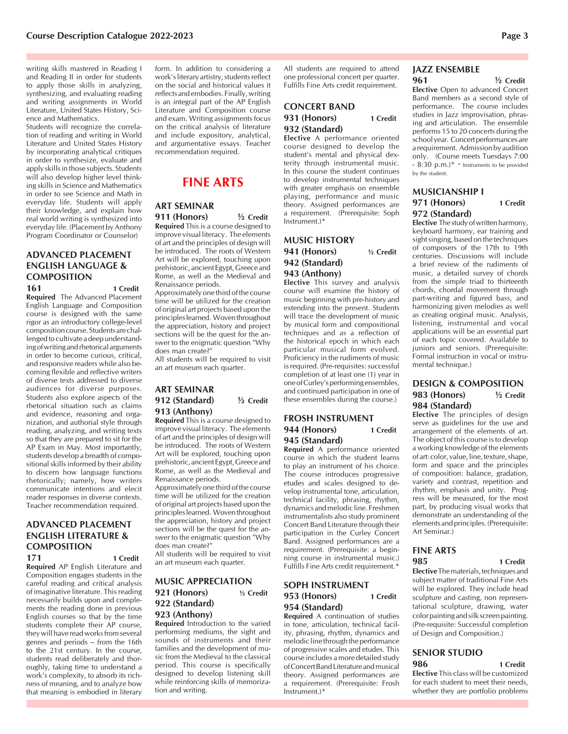writing skills mastered in Reading I and Reading II in order for students to apply those skills in analyzing, synthesizing, and evaluating reading and writing assignments in World Literature, United States History, Science and Mathematics.

Students will recognize the correlation of reading and writing in World Literature and United States History by incorporating analytical critiques in order to synthesize, evaluate and apply skills in those subjects. Students will also develop higher level thinking skills in Science and Mathematics in order to see Science and Math in everyday life. Students will apply their knowledge, and explain how real world writing is synthesized into everyday life. (Placement by Anthony Program Coordinator or Counselor)

### ADVANCED PLACEMENT ENGLISH LANGUAGE & COMPOSITION

**161** 1 Credit

**Required** The Advanced Placement English Language and Composition course is designed with the same rigor as an introductory college-level composition course. Students are challenged to cultivate a deep understanding of writing and rhetorical arguments in order to become curious, critical, and responsive readers while also becoming flexible and reflective writers of diverse texts addressed to diverse audiences for diverse purposes. Students also explore aspects of the rhetorical situation such as claims and evidence, reasoning and organization, and authorial style through reading, analyzing, and writing texts so that they are prepared to sit for the AP Exam in May. Most importantly, students develop a breadth of compositional skills informed by their ability to discern how language functions rhetorically; namely, how writers communicate intentions and elicit reader responses in diverse contexts. Teacher recommendation required.

### ADVANCED PLACEMENT ENGLISH LITERATURE & COMPOSITION

**171** 1 Credit

**Required** AP English Literature and Composition engages students in the careful reading and critical analysis of imaginative literature. This reading necessarily builds upon and complements the reading done in previous English courses so that by the time students complete their AP course, they will have read works from several genres and periods -- from the 16th to the 21st century. In the course, students read deliberately and thoroughly, taking time to understand a work's complexity, to absorb its richness of meaning, and to analyze how that meaning is embodied in literary form. In addition to considering a work's literary artistry, students reflect on the social and historical values it reflects and embodies. Finally, writing is an integral part of the AP English Literature and Composition course and exam. Writing assignments focus on the critical analysis of literature and include expository, analytical, and argumentative essays. Teacher recommendation required.

## FINE ARTS

### ART SEMINAR

**911 (Honors)** ½ Credit

**Required** This is a course designed to improve visual literacy. The elements of art and the principles of design will be introduced. The roots of Western Art will be explored, touching upon prehistoric, ancient Egypt, Greece and Rome, as well as the Medieval and Renaissance periods.

Approximately one third of the course time will be utilized for the creation of original art projects based upon the principles learned. Woven throughout the appreciation, history and project sections will be the quest for the answer to the enigmatic question "Why does man create?"

All students will be required to visit an art museum each quarter.

### ART SEMINAR

**912 (Standard)** ½ Credit
**913 (Anthony)**

**Required** This is a course designed to improve visual literacy. The elements of art and the principles of design will be introduced. The roots of Western Art will be explored, touching upon prehistoric, ancient Egypt, Greece and Rome, as well as the Medieval and Renaissance periods.

Approximately one third of the course time will be utilized for the creation of original art projects based upon the principles learned. Woven throughout the appreciation, history and project sections will be the quest for the answer to the enigmatic question "Why does man create?"

All students will be required to visit an art museum each quarter.

### MUSIC APPRECIATION

**921 (Honors)** ½ Credit
**922 (Standard)**
**923 (Anthony)**

**Required** Introduction to the varied performing mediums, the sight and sounds of instruments and their families and the development of music from the Medieval to the classical period. This course is specifically designed to develop listening skill while reinforcing skills of memorization and writing.

All students are required to attend one professional concert per quarter. Fulfills Fine Arts credit requirement.

### CONCERT BAND

**931 (Honors)** 1 Credit
**932 (Standard)**

**Elective** A performance oriented course designed to develop the student's mental and physical dexterity through instrumental music. In this course the student continues to develop instrumental techniques with greater emphasis on ensemble playing, performance and music theory. Assigned performances are a requirement. (Prerequisite: Soph Instrument.)*

### MUSIC HISTORY

**941 (Honors)** ½ Credit
**942 (Standard)**
**943 (Anthony)**

**Elective** This survey and analysis course will examine the history of music beginning with pre-history and extending into the present. Students will trace the development of music by musical form and compositional techniques and as a reflection of the historical epoch in which each particular musical form evolved. Proficiency in the rudiments of music is required. (Pre-requisites: successful completion of at least one (1) year in one of Curley's performing ensembles, and continued participation in one of these ensembles during the course.)

### FROSH INSTRUMENT

**944 (Honors)** 1 Credit
**945 (Standard)**

**Required** A performance oriented course in which the student learns to play an instrument of his choice. The course introduces progressive etudes and scales designed to develop instrumental tone, articulation, technical facility, phrasing, rhythm, dynamics and melodic line. Freshmen instrumentalists also study prominent Concert Band Literature through their participation in the Curley Concert Band. Assigned performances are a requirement. (Prerequisite: a beginning course in instrumental music.) Fulfills Fine Arts credit requirement.*

### SOPH INSTRUMENT

**953 (Honors)** 1 Credit
**954 (Standard)**

**Required** A continuation of studies in tone, articulation, technical facility, phrasing, rhythm, dynamics and melodic line through the performance of progressive scales and etudes. This course includes a more detailed study of Concert Band Literature and musical theory. Assigned performances are a requirement. (Prerequisite: Frosh Instrument.)*

### JAZZ ENSEMBLE

**961** ½ Credit

**Elective** Open to advanced Concert Band members as a second style of performance. The course includes studies in Jazz improvisation, phrasing and articulation. The ensemble performs 15 to 20 concerts during the school year. Concert performances are a requirement. Admission by audition only. (Course meets Tuesdays 7:00 - 8:30 p.m.)* * Instruments to be provided by the student.

### MUSICIANSHIP I

**971 (Honors)** 1 Credit
**972 (Standard)**

**Elective** The study of written harmony, keyboard harmony, ear training and sight singing, based on the techniques of composers of the 17th to 19th centuries. Discussions will include a brief review of the rudiments of music, a detailed survey of chords from the simple triad to thirteenth chords, chordal movement through part-writing and figured bass, and harmonizing given melodies as well as creating original music. Analysis, listening, instrumental and vocal applications will be an essential part of each topic covered. Available to juniors and seniors. (Prerequisite: Formal instruction in vocal or instrumental technique.)

### DESIGN & COMPOSITION

**983 (Honors)** ½ Credit
**984 (Standard)**

**Elective** The principles of design serve as guidelines for the use and arrangement of the elements of art. The object of this course is to develop a working knowledge of the elements of art: color, value, line, texture, shape, form and space and the principles of composition: balance, gradation, variety and contrast, repetition and rhythm, emphasis and unity. Progress will be measured, for the most part, by producing visual works that demonstrate an understanding of the elements and principles. (Prerequisite: Art Seminar.)

### FINE ARTS

**985** 1 Credit

**Elective** The materials, techniques and subject matter of traditional Fine Arts will be explored. They include head sculpture and casting, non representational sculpture, drawing, water color painting and silk screen painting. (Pre-requisite: Successful completion of Design and Composition.)

### SENIOR STUDIO

**986** 1 Credit

**Elective** This class will be customized for each student to meet their needs, whether they are portfolio problems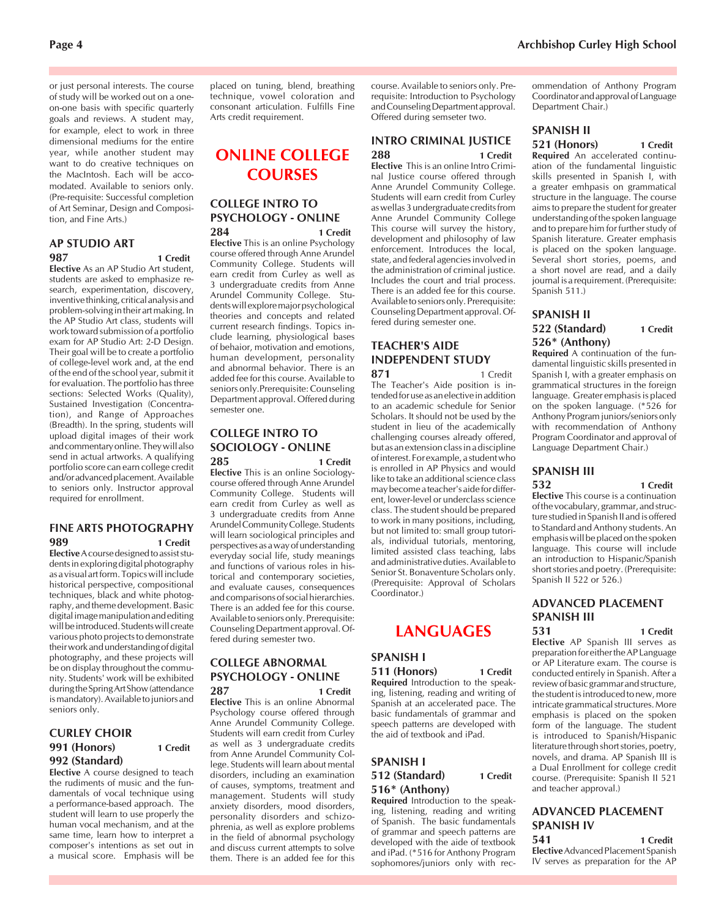or just personal interests. The course of study will be worked out on a one-on-one basis with specific quarterly goals and reviews. A student may, for example, elect to work in three dimensional mediums for the entire year, while another student may want to do creative techniques on the MacIntosh. Each will be accomodated. Available to seniors only. (Pre-requisite: Successful completion of Art Seminar, Design and Composition, and Fine Arts.)

### AP STUDIO ART

**987** **1 Credit**

**Elective** As an AP Studio Art student, students are asked to emphasize research, experimentation, discovery, inventive thinking, critical analysis and problem-solving in their art making. In the AP Studio Art class, students will work toward submission of a portfolio exam for AP Studio Art: 2-D Design. Their goal will be to create a portfolio of college-level work and, at the end of the end of the school year, submit it for evaluation. The portfolio has three sections: Selected Works (Quality), Sustained Investigation (Concentration), and Range of Approaches (Breadth). In the spring, students will upload digital images of their work and commentary online. They will also send in actual artworks. A qualifying portfolio score can earn college credit and/or advanced placement. Available to seniors only. Instructor approval required for enrollment.

### FINE ARTS PHOTOGRAPHY

**989** **1 Credit**

**Elective** A course designed to assist students in exploring digital photography as a visual art form. Topics will include historical perspective, compositional techniques, black and white photography, and theme development. Basic digital image manipulation and editing will be introduced. Students will create various photo projects to demonstrate their work and understanding of digital photography, and these projects will be on display throughout the community. Students' work will be exhibited during the Spring Art Show (attendance is mandatory). Available to juniors and seniors only.

### CURLEY CHOIR

**991 (Honors)** **1 Credit**
**992 (Standard)**

**Elective** A course designed to teach the rudiments of music and the fundamentals of vocal technique using a performance-based approach. The student will learn to use properly the human vocal mechanism, and at the same time, learn how to interpret a composer's intentions as set out in a musical score. Emphasis will be placed on tuning, blend, breathing technique, vowel coloration and consonant articulation. Fulfills Fine Arts credit requirement.

## ONLINE COLLEGE COURSES

### COLLEGE INTRO TO PSYCHOLOGY - ONLINE

**284** **1 Credit**

**Elective** This is an online Psychology course offered through Anne Arundel Community College. Students will earn credit from Curley as well as 3 undergraduate credits from Anne Arundel Community College. Students will explore major psychological theories and concepts and related current research findings. Topics include learning, physiological bases of behaior, motivation and emotions, human development, personality and abnormal behavior. There is an added fee for this course. Available to seniors only.Prerequisite: Counseling Department approval. Offered during semester one.

### COLLEGE INTRO TO SOCIOLOGY - ONLINE

**285** **1 Credit**

**Elective** This is an online Sociology course offered through Anne Arundel Community College. Students will earn credit from Curley as well as 3 undergraduate credits from Anne Arundel Community College. Students will learn sociological principles and perspectives as a way of understanding everyday social life, study meanings and functions of various roles in historical and contemporary societies, and evaluate causes, consequences and comparisons of social hierarchies. There is an added fee for this course. Available to seniors only. Prerequisite: Counseling Department approval. Offered during semester two.

### COLLEGE ABNORMAL PSYCHOLOGY - ONLINE

**287** **1 Credit**

**Elective** This is an online Abnormal Psychology course offered through Anne Arundel Community College. Students will earn credit from Curley as well as 3 undergraduate credits from Anne Arundel Community College. Students will learn about mental disorders, including an examination of causes, symptoms, treatment and management. Students will study anxiety disorders, mood disorders, personality disorders and schizophrenia, as well as explore problems in the field of abnormal psychology and discuss current attempts to solve them. There is an added fee for this course. Available to seniors only. Prerequisite: Introduction to Psychology and Counseling Department approval. Offered during semseter two.

### INTRO CRIMINAL JUSTICE

**288** **1 Credit**

**Elective** This is an online Intro Criminal Justice course offered through Anne Arundel Community College. Students will earn credit from Curley as wellas 3 undergraduate credits from Anne Arundel Community College This course will survey the history, development and philosophy of law enforcement. Introduces the local, state, and federal agencies involved in the administration of criminal justice. Includes the court and trial process. There is an added fee for this course. Available to seniors only. Prerequisite: Counseling Department approval. Offered during semester one.

### TEACHER'S AIDE INDEPENDENT STUDY

**871** 1 Credit

The Teacher's Aide position is intended for use as an elective in addition to an academic schedule for Senior Scholars. It should not be used by the student in lieu of the academically challenging courses already offered, but as an extension class in a discipline of interest. For example, a student who is enrolled in AP Physics and would like to take an additional science class may become a teacher's aide for different, lower-level or underclass science class. The student should be prepared to work in many positions, including, but not limited to: small group tutorials, individual tutorials, mentoring, limited assisted class teaching, labs and administrative duties. Available to Senior St. Bonaventure Scholars only. (Prerequisite: Approval of Scholars Coordinator.)

## LANGUAGES

### SPANISH I

**511 (Honors)** **1 Credit**

**Required** Introduction to the speaking, listening, reading and writing of Spanish at an accelerated pace. The basic fundamentals of grammar and speech patterns are developed with the aid of textbook and iPad.

### SPANISH I

**512 (Standard)** **1 Credit**
**516* (Anthony)**

**Required** Introduction to the speaking, listening, reading and writing of Spanish. The basic fundamentals of grammar and speech patterns are developed with the aide of textbook and iPad. (*516 for Anthony Program sophomores/juniors only with recommendation of Anthony Program Coordinator and approval of Language Department Chair.)

### SPANISH II

**521 (Honors)** **1 Credit**

**Required** An accelerated continuation of the fundamental linguistic skills presented in Spanish I, with a greater emhpasis on grammatical structure in the language. The course aims to prepare the student for greater understanding of the spoken language and to prepare him for further study of Spanish literature. Greater emphasis is placed on the spoken language. Several short stories, poems, and a short novel are read, and a daily journal is a requirement. (Prerequisite: Spanish 511.)

### SPANISH II

**522 (Standard)** **1 Credit**
**526* (Anthony)**

**Required** A continuation of the fundamental linguistic skills presented in Spanish I, with a greater emphasis on grammatical structures in the foreign language. Greater emphasis is placed on the spoken language. (*526 for Anthony Program juniors/seniors only with recommendation of Anthony Program Coordinator and approval of Language Department Chair.)

### SPANISH III

**532** **1 Credit**

**Elective** This course is a continuation of the vocabulary, grammar, and structure studied in Spanish II and is offered to Standard and Anthony students. An emphasis will be placed on the spoken language. This course will include an introduction to Hispanic/Spanish short stories and poetry. (Prerequisite: Spanish II 522 or 526.)

### ADVANCED PLACEMENT SPANISH III

**531** **1 Credit**

**Elective** AP Spanish III serves as preparation for either the AP Language or AP Literature exam. The course is conducted entirely in Spanish. After a review of basic grammar and structure, the student is introduced to new, more intricate grammatical structures. More emphasis is placed on the spoken form of the language. The student is introduced to Spanish/Hispanic literature through short stories, poetry, novels, and drama. AP Spanish III is a Dual Enrollment for college credit course. (Prerequisite: Spanish II 521 and teacher approval.)

### ADVANCED PLACEMENT SPANISH IV

**541** **1 Credit**

**Elective** Advanced Placement Spanish IV serves as preparation for the AP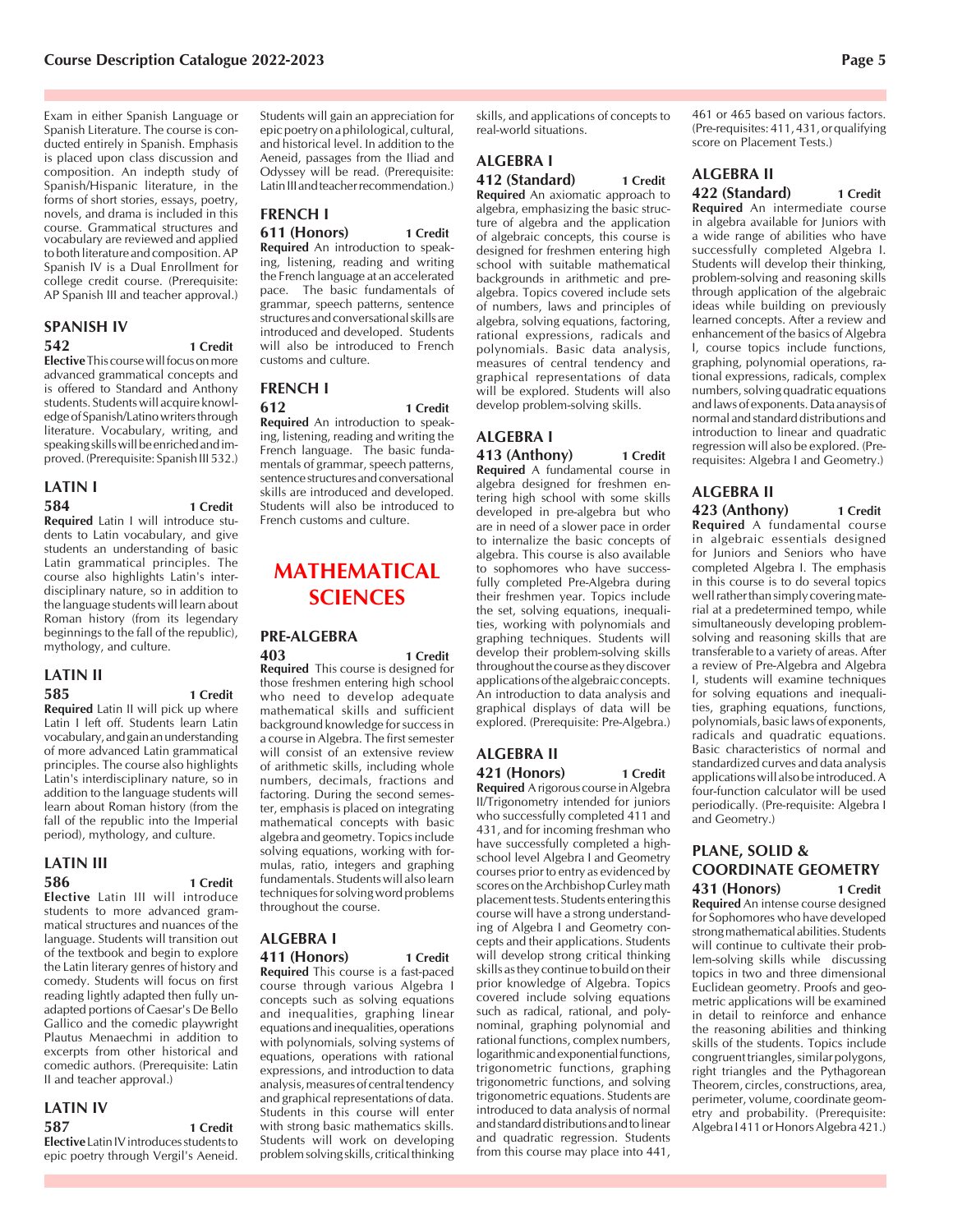Exam in either Spanish Language or Spanish Literature. The course is conducted entirely in Spanish. Emphasis is placed upon class discussion and composition. An indepth study of Spanish/Hispanic literature, in the forms of short stories, essays, poetry, novels, and drama is included in this course. Grammatical structures and vocabulary are reviewed and applied to both literature and composition. AP Spanish IV is a Dual Enrollment for college credit course. (Prerequisite: AP Spanish III and teacher approval.)

### SPANISH IV

**542** **1 Credit**

**Elective** This course will focus on more advanced grammatical concepts and is offered to Standard and Anthony students. Students will acquire knowledge of Spanish/Latino writers through literature. Vocabulary, writing, and speaking skills will be enriched and improved. (Prerequisite: Spanish III 532.)

### LATIN I

**584** **1 Credit**

**Required** Latin I will introduce students to Latin vocabulary, and give students an understanding of basic Latin grammatical principles. The course also highlights Latin's interdisciplinary nature, so in addition to the language students will learn about Roman history (from its legendary beginnings to the fall of the republic), mythology, and culture.

### LATIN II

**585** **1 Credit**

**Required** Latin II will pick up where Latin I left off. Students learn Latin vocabulary, and gain an understanding of more advanced Latin grammatical principles. The course also highlights Latin's interdisciplinary nature, so in addition to the language students will learn about Roman history (from the fall of the republic into the Imperial period), mythology, and culture.

### LATIN III

**586** **1 Credit**

**Elective** Latin III will introduce students to more advanced grammatical structures and nuances of the language. Students will transition out of the textbook and begin to explore the Latin literary genres of history and comedy. Students will focus on first reading lightly adapted then fully unadapted portions of Caesar's De Bello Gallico and the comedic playwright Plautus Menaechmi in addition to excerpts from other historical and comedic authors. (Prerequisite: Latin II and teacher approval.)

### LATIN IV

**587** **1 Credit**

**Elective** Latin IV introduces students to epic poetry through Vergil's Aeneid. Students will gain an appreciation for epic poetry on a philological, cultural, and historical level. In addition to the Aeneid, passages from the Iliad and Odyssey will be read. (Prerequisite: Latin III and teacher recommendation.)

### FRENCH I

**611 (Honors)** **1 Credit**

**Required** An introduction to speaking, listening, reading and writing the French language at an accelerated pace. The basic fundamentals of grammar, speech patterns, sentence structures and conversational skills are introduced and developed. Students will also be introduced to French customs and culture.

### FRENCH I

**612** **1 Credit**

**Required** An introduction to speaking, listening, reading and writing the French language. The basic fundamentals of grammar, speech patterns, sentence structures and conversational skills are introduced and developed. Students will also be introduced to French customs and culture.

## MATHEMATICAL SCIENCES

### PRE-ALGEBRA

**403** **1 Credit**

**Required** This course is designed for those freshmen entering high school who need to develop adequate mathematical skills and sufficient background knowledge for success in a course in Algebra. The first semester will consist of an extensive review of arithmetic skills, including whole numbers, decimals, fractions and factoring. During the second semester, emphasis is placed on integrating mathematical concepts with basic algebra and geometry. Topics include solving equations, working with formulas, ratio, integers and graphing fundamentals. Students will also learn techniques for solving word problems throughout the course.

### ALGEBRA I

**411 (Honors)** **1 Credit**

**Required** This course is a fast-paced course through various Algebra I concepts such as solving equations and inequalities, graphing linear equations and inequalities, operations with polynomials, solving systems of equations, operations with rational expressions, and introduction to data analysis, measures of central tendency and graphical representations of data. Students in this course will enter with strong basic mathematics skills. Students will work on developing problem solving skills, critical thinking skills, and applications of concepts to real-world situations.

### ALGEBRA I

**412 (Standard)** **1 Credit**

**Required** An axiomatic approach to algebra, emphasizing the basic structure of algebra and the application of algebraic concepts, this course is designed for freshmen entering high school with suitable mathematical backgrounds in arithmetic and prealgebra. Topics covered include sets of numbers, laws and principles of algebra, solving equations, factoring, rational expressions, radicals and polynomials. Basic data analysis, measures of central tendency and graphical representations of data will be explored. Students will also develop problem-solving skills.

### ALGEBRA I

**413 (Anthony)** **1 Credit**

**Required** A fundamental course in algebra designed for freshmen entering high school with some skills developed in pre-algebra but who are in need of a slower pace in order to internalize the basic concepts of algebra. This course is also available to sophomores who have successfully completed Pre-Algebra during their freshmen year. Topics include the set, solving equations, inequalities, working with polynomials and graphing techniques. Students will develop their problem-solving skills throughout the course as they discover applications of the algebraic concepts. An introduction to data analysis and graphical displays of data will be explored. (Prerequisite: Pre-Algebra.)

### ALGEBRA II

**421 (Honors)** **1 Credit**

**Required** A rigorous course in Algebra II/Trigonometry intended for juniors who successfully completed 411 and 431, and for incoming freshman who have successfully completed a high-school level Algebra I and Geometry courses prior to entry as evidenced by scores on the Archbishop Curley math placement tests. Students entering this course will have a strong understanding of Algebra I and Geometry concepts and their applications. Students will develop strong critical thinking skills as they continue to build on their prior knowledge of Algebra. Topics covered include solving equations such as radical, rational, and polynominal, graphing polynomial and rational functions, complex numbers, logarithmic and exponential functions, trigonometric functions, graphing trigonometric functions, and solving trigonometric equations. Students are introduced to data analysis of normal and standard distributions and to linear and quadratic regression. Students from this course may place into 441, 461 or 465 based on various factors. (Pre-requisites: 411, 431, or qualifying score on Placement Tests.)

### ALGEBRA II

**422 (Standard)** **1 Credit**

**Required** An intermediate course in algebra available for Juniors with a wide range of abilities who have successfully completed Algebra I. Students will develop their thinking, problem-solving and reasoning skills through application of the algebraic ideas while building on previously learned concepts. After a review and enhancement of the basics of Algebra I, course topics include functions, graphing, polynomial operations, rational expressions, radicals, complex numbers, solving quadratic equations and laws of exponents. Data anaysis of normal and standard distributions and introduction to linear and quadratic regression will also be explored. (Prerequisites: Algebra I and Geometry.)

### ALGEBRA II

**423 (Anthony)** **1 Credit**

**Required** A fundamental course in algebraic essentials designed for Juniors and Seniors who have completed Algebra I. The emphasis in this course is to do several topics well rather than simply covering material at a predetermined tempo, while simultaneously developing problem-solving and reasoning skills that are transferable to a variety of areas. After a review of Pre-Algebra and Algebra I, students will examine techniques for solving equations and inequalities, graphing equations, functions, polynomials, basic laws of exponents, radicals and quadratic equations. Basic characteristics of normal and standardized curves and data analysis applications will also be introduced. A four-function calculator will be used periodically. (Pre-requisite: Algebra I and Geometry.)

### PLANE, SOLID & COORDINATE GEOMETRY

**431 (Honors)** **1 Credit**

**Required** An intense course designed for Sophomores who have developed strong mathematical abilities. Students will continue to cultivate their problem-solving skills while discussing topics in two and three dimensional Euclidean geometry. Proofs and geometric applications will be examined in detail to reinforce and enhance the reasoning abilities and thinking skills of the students. Topics include congruent triangles, similar polygons, right triangles and the Pythagorean Theorem, circles, constructions, area, perimeter, volume, coordinate geometry and probability. (Prerequisite: Algebra I 411 or Honors Algebra 421.)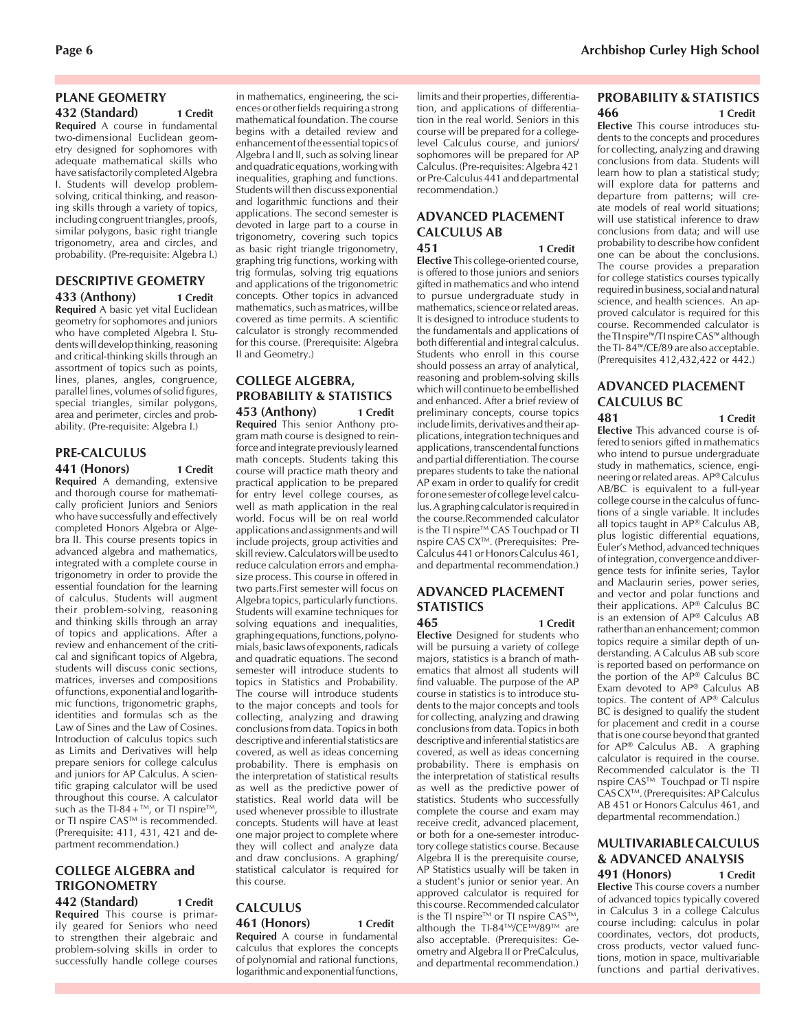## PLANE GEOMETRY

**432 (Standard) 1 Credit**

**Required** A course in fundamental two-dimensional Euclidean geometry designed for sophomores with adequate mathematical skills who have satisfactorily completed Algebra I. Students will develop problem-solving, critical thinking, and reasoning skills through a variety of topics, including congruent triangles, proofs, similar polygons, basic right triangle trigonometry, area and circles, and probability. (Pre-requisite: Algebra I.)

## DESCRIPTIVE GEOMETRY

**433 (Anthony) 1 Credit**

**Required** A basic yet vital Euclidean geometry for sophomores and juniors who have completed Algebra I. Students will develop thinking, reasoning and critical-thinking skills through an assortment of topics such as points, lines, planes, angles, congruence, parallel lines, volumes of solid figures, special triangles, similar polygons, area and perimeter, circles and probability. (Pre-requisite: Algebra I.)

## PRE-CALCULUS

**441 (Honors) 1 Credit**

**Required** A demanding, extensive and thorough course for mathematically proficient Juniors and Seniors who have successfully and effectively completed Honors Algebra or Algebra II. This course presents topics in advanced algebra and mathematics, integrated with a complete course in trigonometry in order to provide the essential foundation for the learning of calculus. Students will augment their problem-solving, reasoning and thinking skills through an array of topics and applications. After a review and enhancement of the critical and significant topics of Algebra, students will discuss conic sections, matrices, inverses and compositions of functions, exponential and logarithmic functions, trigonometric graphs, identities and formulas sch as the Law of Sines and the Law of Cosines. Introduction of calculus topics such as Limits and Derivatives will help prepare seniors for college calculus and juniors for AP Calculus. A scientific graping calculator will be used throughout this course. A calculator such as the TI-84+™, or TI nspire™, or TI nspire CAS™ is recommended. (Prerequisite: 411, 431, 421 and department recommendation.)

## COLLEGE ALGEBRA and TRIGONOMETRY

**442 (Standard) 1 Credit**

**Required** This course is primarily geared for Seniors who need to strengthen their algebraic and problem-solving skills in order to successfully handle college courses in mathematics, engineering, the sciences or other fields requiring a strong mathematical foundation. The course begins with a detailed review and enhancement of the essential topics of Algebra I and II, such as solving linear and quadratic equations, working with inequalities, graphing and functions. Students will then discuss exponential and logarithmic functions and their applications. The second semester is devoted in large part to a course in trigonometry, covering such topics as basic right triangle trigonometry, graphing trig functions, working with trig formulas, solving trig equations and applications of the trigonometric concepts. Other topics in advanced mathematics, such as matrices, will be covered as time permits. A scientific calculator is strongly recommended for this course. (Prerequisite: Algebra II and Geometry.)

## COLLEGE ALGEBRA, PROBABILITY & STATISTICS

**453 (Anthony) 1 Credit**

**Required** This senior Anthony program math course is designed to reinforce and integrate previously learned math concepts. Students taking this course will practice math theory and practical application to be prepared for entry level college courses, as well as math application in the real world. Focus will be on real world applications and assignments and will include projects, group activities and skill review. Calculators will be used to reduce calculation errors and emphasize process. This course in offered in two parts.First semester will focus on Algebra topics, particularly functions. Students will examine techniques for solving equations and inequalities, graphing equations, functions, polynomials, basic laws of exponents, radicals and quadratic equations. The second semester will introduce students to topics in Statistics and Probability. The course will introduce students to the major concepts and tools for collecting, analyzing and drawing conclusions from data. Topics in both descriptive and inferential statistics are covered, as well as ideas concerning probability. There is emphasis on the interpretation of statistical results as well as the predictive power of statistics. Real world data will be used whenever prossible to illustrate concepts. Students will have at least one major project to complete where they will collect and analyze data and draw conclusions. A graphing/statistical calculator is required for this course.

## CALCULUS

**461 (Honors) 1 Credit**

**Required** A course in fundamental calculus that explores the concepts of polynomial and rational functions, logarithmic and exponential functions, limits and their properties, differentiation, and applications of differentiation in the real world. Seniors in this course will be prepared for a college-level Calculus course, and juniors/sophomores will be prepared for AP Calculus. (Pre-requisites: Algebra 421 or Pre-Calculus 441 and departmental recommendation.)

## ADVANCED PLACEMENT CALCULUS AB

**451 1 Credit**

**Elective** This college-oriented course, is offered to those juniors and seniors gifted in mathematics and who intend to pursue undergraduate study in mathematics, science or related areas. It is designed to introduce students to the fundamentals and applications of both differential and integral calculus. Students who enroll in this course should possess an array of analytical, reasoning and problem-solving skills which will continue to be embellished and enhanced. After a brief review of preliminary concepts, course topics include limits, derivatives and their applications, integration techniques and applications, transcendental functions and partial differentiation. The course prepares students to take the national AP exam in order to qualify for credit for one semester of college level calculus. A graphing calculator is required in the course.Recommended calculator is the TI nspire™ CAS Touchpad or TI nspire CAS CX™. (Prerequisites: Pre-Calculus 441 or Honors Calculus 461, and departmental recommendation.)

## ADVANCED PLACEMENT STATISTICS

**465 1 Credit**

**Elective** Designed for students who will be pursuing a variety of college majors, statistics is a branch of mathematics that almost all students will find valuable. The purpose of the AP course in statistics is to introduce students to the major concepts and tools for collecting, analyzing and drawing conclusions from data. Topics in both descriptive and inferential statistics are covered, as well as ideas concerning probability. There is emphasis on the interpretation of statistical results as well as the predictive power of statistics. Students who successfully complete the course and exam may receive credit, advanced placement, or both for a one-semester introductory college statistics course. Because Algebra II is the prerequisite course, AP Statistics usually will be taken in a student's junior or senior year. An approved calculator is required for this course. Recommended calculator is the TI nspire™ or TI nspire CAS™, although the TI-84™/CE™/89™ are also acceptable. (Prerequisites: Geometry and Algebra II or PreCalculus, and departmental recommendation.)

## PROBABILITY & STATISTICS

**466 1 Credit**

**Elective** This course introduces students to the concepts and procedures for collecting, analyzing and drawing conclusions from data. Students will learn how to plan a statistical study; will explore data for patterns and departure from patterns; will create models of real world situations; will use statistical inference to draw conclusions from data; and will use probability to describe how confident one can be about the conclusions. The course provides a preparation for college statistics courses typically required in business, social and natural science, and health sciences. An approved calculator is required for this course. Recommended calculator is the TI nspire™/TI nspire CAS™ although the TI- 84™/CE/89 are also acceptable. (Prerequisites 412,432,422 or 442.)

## ADVANCED PLACEMENT CALCULUS BC

**481 1 Credit**

**Elective** This advanced course is offered to seniors gifted in mathematics who intend to pursue undergraduate study in mathematics, science, engineering or related areas. AP® Calculus AB/BC is equivalent to a full-year college course in the calculus of functions of a single variable. It includes all topics taught in AP® Calculus AB, plus logistic differential equations, Euler's Method, advanced techniques of integration, convergence and divergence tests for infinite series, Taylor and Maclaurin series, power series, and vector and polar functions and their applications. AP® Calculus BC is an extension of AP® Calculus AB rather than an enhancement; common topics require a similar depth of understanding. A Calculus AB sub score is reported based on performance on the portion of the AP® Calculus BC Exam devoted to AP® Calculus AB topics. The content of AP® Calculus BC is designed to qualify the student for placement and credit in a course that is one course beyond that granted for AP® Calculus AB. A graphing calculator is required in the course. Recommended calculator is the TI nspire CAS™ Touchpad or TI nspire CAS CX™. (Prerequisites: AP Calculus AB 451 or Honors Calculus 461, and departmental recommendation.)

## MULTIVARIABLE CALCULUS & ADVANCED ANALYSIS

**491 (Honors) 1 Credit**

**Elective** This course covers a number of advanced topics typically covered in Calculus 3 in a college Calculus course including: calculus in polar coordinates, vectors, dot products, cross products, vector valued functions, motion in space, multivariable functions and partial derivatives.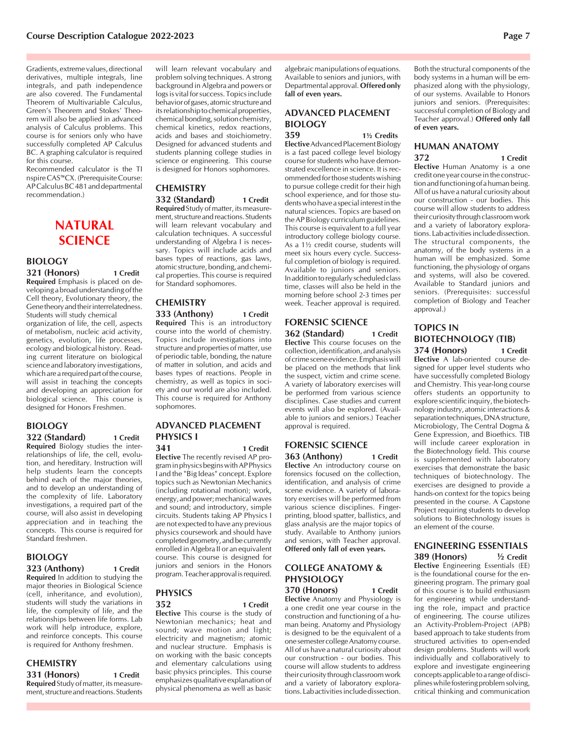Gradients, extreme values, directional derivatives, multiple integrals, line integrals, and path independence are also covered. The Fundamental Theorem of Multivariable Calculus, Green's Theorem and Stokes' Theorem will also be applied in advanced analysis of Calculus problems. This course is for seniors only who have successfully completed AP Calculus BC. A graphing calculator is required for this course.

Recommended calculator is the TI nspire CAS™CX. (Prerequisite Course: AP Calculus BC 481 and departmental recommendation.)

# NATURAL SCIENCE

## BIOLOGY

**321 (Honors) 1 Credit**

**Required** Emphasis is placed on developing a broad understanding of the Cell theory, Evolutionary theory, the Gene theory and their interrelatedness. Students will study chemical organization of life, the cell, aspects of metabolism, nucleic acid activity, genetics, evolution, life processes, ecology and biological history. Reading current literature on biological science and laboratory investigations, which are a required part of the course, will assist in teaching the concepts and developing an appreciation for biological science. This course is designed for Honors Freshmen.

## BIOLOGY

**322 (Standard) 1 Credit**

**Required** Biology studies the interrelationships of life, the cell, evolution, and hereditary. Instruction will help students learn the concepts behind each of the major theories, and to develop an understanding of the complexity of life. Laboratory investigations, a required part of the course, will also assist in developing appreciation and in teaching the concepts. This course is required for Standard freshmen.

## BIOLOGY

**323 (Anthony) 1 Credit**

**Required** In addition to studying the major theories in Biological Science (cell, inheritance, and evolution), students will study the variations in life, the complexity of life, and the relationships between life forms. Lab work will help introduce, explore, and reinforce concepts. This course is required for Anthony freshmen.

## CHEMISTRY

**331 (Honors) 1 Credit**

**Required** Study of matter, its measurement, structure and reactions. Students will learn relevant vocabulary and problem solving techniques. A strong background in Algebra and powers or logs is vital for success. Topics include behavior of gases, atomic structure and its relationship to chemical properties, chemical bonding, solution chemistry, chemical kinetics, redox reactions, acids and bases and stoichiometry. Designed for advanced students and students planning college studies in science or engineering. This course is designed for Honors sophomores.

## CHEMISTRY

**332 (Standard) 1 Credit**

**Required** Study of matter, its measurement, structure and reactions. Students will learn relevant vocabulary and calculation techniques. A successful understanding of Algebra I is necessary. Topics will include acids and bases types of reactions, gas laws, atomic structure, bonding, and chemical properties. This course is required for Standard sophomores.

## CHEMISTRY

**333 (Anthony) 1 Credit**

**Required** This is an introductory course into the world of chemistry. Topics include investigations into structure and properties of matter, use of periodic table, bonding, the nature of matter in solution, and acids and bases types of reactions. People in chemistry, as well as topics in society and our world are also included. This course is required for Anthony sophomores.

## ADVANCED PLACEMENT PHYSICS I

**341 1 Credit**

**Elective** The recently revised AP program in physics begins with AP Physics I and the "Big Ideas" concept. Explore topics such as Newtonian Mechanics (including rotational motion); work, energy, and power; mechanical waves and sound; and introductory, simple circuits. Students taking AP Physics I are not expected to have any previous physics coursework and should have completed geometry, and be currently enrolled in Algebra II or an equivalent course. This course is designed for juniors and seniors in the Honors program. Teacher approval is required.

## PHYSICS

**352 1 Credit**

**Elective** This course is the study of Newtonian mechanics; heat and sound; wave motion and light; electricity and magnetism; atomic and nuclear structure. Emphasis is on working with the basic concepts and elementary calculations using basic physics principles. This course emphasizes qualitative explanation of physical phenomena as well as basic algebraic manipulations of equations. Available to seniors and juniors, with Departmental approval. **Offered only fall of even years.**

## ADVANCED PLACEMENT BIOLOGY

**359 1½ Credits**

**Elective** Advanced Placement Biology is a fast paced college level biology course for students who have demonstrated excellence in science. It is recommended for those students wishing to pursue college credit for their high school experience, and for those students who have a special interest in the natural sciences. Topics are based on the AP Biology curriculum guidelines. This course is equivalent to a full year introductory college biology course. As a 1½ credit course, students will meet six hours every cycle. Successful completion of biology is required. Available to juniors and seniors. In addition to regularly scheduled class time, classes will also be held in the morning before school 2-3 times per week. Teacher approval is required.

## FORENSIC SCIENCE

**362 (Standard) 1 Credit**

**Elective** This course focuses on the collection, identification, and analysis of crime scene evidence. Emphasis will be placed on the methods that link the suspect, victim and crime scene. A variety of laboratory exercises will be performed from various science disciplines. Case studies and current events will also be explored. (Available to juniors and seniors.) Teacher approval is required.

## FORENSIC SCIENCE

**363 (Anthony) 1 Credit**

**Elective** An introductory course on forensics focused on the collection, identification, and analysis of crime scene evidence. A variety of laboratory exercises will be performed from various science disciplines. Fingerprinting, blood spatter, ballistics, and glass analysis are the major topics of study. Available to Anthony juniors and seniors, with Teacher approval. **Offered only fall of even years.**

## COLLEGE ANATOMY & PHYSIOLOGY

**370 (Honors) 1 Credit**

**Elective** Anatomy and Physiology is a one credit one year course in the construction and functioning of a human being. Anatomy and Physiology is designed to be the equivalent of a one semester college Anatomy course. All of us have a natural curiosity about our construction - our bodies. This course will allow students to address their curiosity through classroom work and a variety of laboratory explorations. Lab activities include dissection. Both the structural components of the body systems in a human will be emphasized along with the physiology, of our systems. Available to Honors juniors and seniors. (Prerequisites: successful completion of Biology and Teacher approval.) **Offered only fall of even years.**

## HUMAN ANATOMY

**372 1 Credit**

**Elective** Human Anatomy is a one credit one year course in the construction and functioning of a human being. All of us have a natural curiosity about our construction - our bodies. This course will allow students to address their curiosity through classroom work and a variety of laboratory explorations. Lab activities include dissection. The structural components, the anatomy, of the body systems in a human will be emphasized. Some functioning, the physiology of organs and systems, will also be covered. Available to Standard juniors and seniors. (Prerequisites: successful completion of Biology and Teacher approval.)

## TOPICS IN BIOTECHNOLOGY (TIB)

**374 (Honors) 1 Credit**

**Elective** A lab-oriented course designed for upper level students who have successfully completed Biology and Chemistry. This year-long course offers students an opportunity to explore scientific inquiry, the biotechnology industry, atomic interactions & separation techniques, DNA structure, Microbiology, The Central Dogma & Gene Expression, and Bioethics. TIB will include career exploration in the Biotechnology field. This course is supplemented with laboratory exercises that demonstrate the basic techniques of biotechnology. The exercises are designed to provide a hands-on context for the topics being presented in the course. A Capstone Project requiring students to develop solutions to Biotechnology issues is an element of the course.

## ENGINEERING ESSENTIALS

**389 (Honors) ½ Credit**

**Elective** Engineering Essentials (EE) is the foundational course for the engineering program. The primary goal of this course is to build enthusiasm for engineering while understanding the role, impact and practice of engineering. The course utilizes an Activity-Problem-Project (APB) based approach to take students from structured activities to open-ended design problems. Students will work individually and collaboratively to explore and investigate engineering concepts applicable to a range of disciplines while fostering problem solving, critical thinking and communication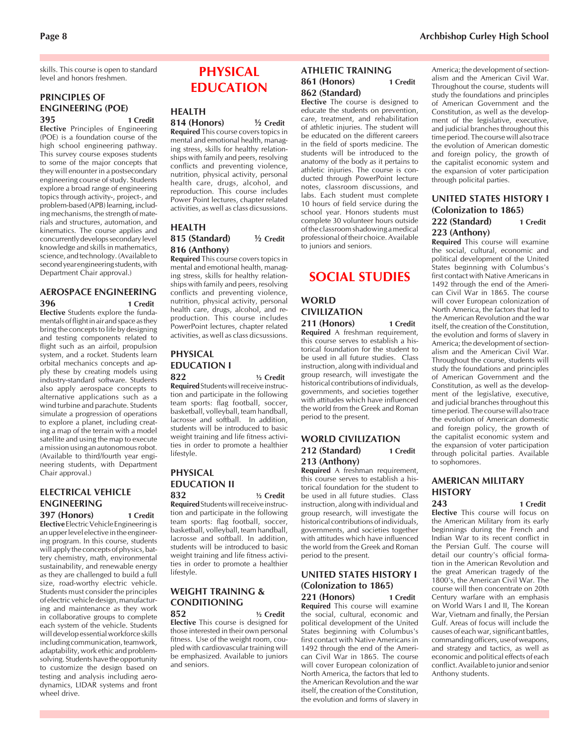skills. This course is open to standard level and honors freshmen.

### PRINCIPLES OF ENGINEERING (POE)

**395** **1 Credit**

**Elective** Principles of Engineering (POE) is a foundation course of the high school engineering pathway. This survey course exposes students to some of the major concepts that they will enounter in a postsecondary engineering course of study. Students explore a broad range of engineering topics through activity-, project-, and problem-based (APB) learning, including mechanisms, the strength of materials and structures, automation, and kinematics. The course applies and concurrently develops secondary level knowledge and skills in mathematics, science, and technology. (Available to second year engineering students, with Department Chair approval.)

### AEROSPACE ENGINEERING

**396** **1 Credit**

**Elective** Students explore the fundamentals of flight in air and space as they bring the concepts to life by designing and testing components related to flight such as an airfoil, propulsion system, and a rocket. Students learn orbital mechanics concepts and apply these by creating models using industry-standard software. Students also apply aerospace concepts to alternative applications such as a wind turbine and parachute. Students simulate a progression of operations to explore a planet, including creating a map of the terrain with a model satellite and using the map to execute a mission using an autonomous robot. (Available to third/fourth year engineering students, with Department Chair approval.)

### ELECTRICAL VEHICLE ENGINEERING

**397 (Honors)** **1 Credit**

**Elective** Electric Vehicle Engineering is an upper level elective in the engineering program. In this course, students will apply the concepts of physics, battery chemistry, math, environmental sustainability, and renewable energy as they are challenged to build a full size, road-worthy electric vehicle. Students must consider the principles of electric vehicle design, manufacturing and maintenance as they work in collaborative groups to complete each system of the vehicle. Students will develop essential workforce skills including communication, teamwork, adaptability, work ethic and problem-solving. Students have the opportunity to customize the design based on testing and analysis including aerodynamics, LIDAR systems and front wheel drive.

## PHYSICAL EDUCATION

### HEALTH

**814 (Honors)** **½ Credit**

**Required** This course covers topics in mental and emotional health, managing stress, skills for healthy relationships with family and peers, resolving conflicts and preventing violence, nutrition, physical activity, personal health care, drugs, alcohol, and reproduction. This course includes Power Point lectures, chapter related activities, as well as class dicsussions.

### HEALTH

**815 (Standard)** **½ Credit**
**816 (Anthony)**

**Required** This course covers topics in mental and emotional health, managing stress, skills for healthy relationships with family and peers, resolving conflicts and preventing violence, nutrition, physical activity, personal health care, drugs, alcohol, and reproduction. This course includes PowerPoint lectures, chapter related activities, as well as class dicsussions.

### PHYSICAL EDUCATION I

**822** **½ Credit**

**Required** Students will receive instruction and participate in the following team sports: flag football, soccer, basketball, volleyball, team handball, lacrosse and softball. In addition, students will be introduced to basic weight training and life fitness activities in order to promote a healthier lifestyle.

### PHYSICAL EDUCATION II

**832** **½ Credit**

**Required** Students will receive instruction and participate in the following team sports: flag football, soccer, basketball, volleyball, team handball, lacrosse and softball. In addition, students will be introduced to basic weight training and life fitness activities in order to promote a healthier lifestyle.

### WEIGHT TRAINING & CONDITIONING

**852** **½ Credit**

**Elective** This course is designed for those interested in their own personal fitness. Use of the weight room, coupled with cardiovascular training will be emphasized. Available to juniors and seniors.

### ATHLETIC TRAINING

**861 (Honors)** **1 Credit**
**862 (Standard)**

**Elective** The course is designed to educate the students on prevention, care, treatment, and rehabilitation of athletic injuries. The student will be educated on the different careers in the field of sports medicine. The students will be introduced to the anatomy of the body as it pertains to athletic injuries. The course is conducted through PowerPoint lecture notes, classroom discussions, and labs. Each student must complete 10 hours of field service during the school year. Honors students must complete 30 volunteer hours outside of the classroom shadowing a medical professional of their choice. Available to juniors and seniors.

## SOCIAL STUDIES

### WORLD CIVILIZATION

**211 (Honors)** **1 Credit**

**Required** A freshman requirement, this course serves to establish a historical foundation for the student to be used in all future studies. Class instruction, along with individual and group research, will investigate the historical contributions of individuals, governments, and societies together with attitudes which have influenced the world from the Greek and Roman period to the present.

### WORLD CIVILIZATION

**212 (Standard)** **1 Credit**
**213 (Anthony)**

**Required** A freshman requirement, this course serves to establish a historical foundation for the student to be used in all future studies. Class instruction, along with individual and group research, will investigate the historical contributions of individuals, governments, and societies together with attitudes which have influenced the world from the Greek and Roman period to the present.

### UNITED STATES HISTORY I (Colonization to 1865)

**221 (Honors)** **1 Credit**

**Required** This course will examine the social, cultural, economic and political development of the United States beginning with Columbus's first contact with Native Americans in 1492 through the end of the American Civil War in 1865. The course will cover European colonization of North America, the factors that led to the American Revolution and the war itself, the creation of the Constitution, the evolution and forms of slavery in America; the development of sectionalism and the American Civil War. Throughout the course, students will study the foundations and principles of American Government and the Constitution, as well as the development of the legislative, executive, and judicial branches throughout this time period. The course will also trace the evolution of American domestic and foreign policy, the growth of the capitalist economic system and the expansion of voter participation through policital parties.

### UNITED STATES HISTORY I (Colonization to 1865)

**222 (Standard)** **1 Credit**
**223 (Anthony)**

**Required** This course will examine the social, cultural, economic and political development of the United States beginning with Columbus's first contact with Native Americans in 1492 through the end of the American Civil War in 1865. The course will cover European colonization of North America, the factors that led to the American Revolution and the war itself, the creation of the Constitution, the evolution and forms of slavery in America; the development of sectionalism and the American Civil War. Throughout the course, students will study the foundations and principles of American Government and the Constitution, as well as the development of the legislative, executive, and judicial branches throughout this time period. The course will then trace the evolution of American domestic and foreign policy, the growth of the capitalist economic system and the expansion of voter participation through policital parties. Available to sophomores.

### AMERICAN MILITARY HISTORY

**243** **1 Credit**

**Elective** This course will focus on the American Military from its early beginnings during the French and Indian War to its recent conflict in the Persian Gulf. The course will detail our country's official formation in the American Revolution and the great American tragedy of the 1800's, the American Civil War. The course will then concentrate on 20th Century warfare with an emphasis on World Wars I and II, The Korean War, Vietnam and finally, the Persian Gulf. Areas of focus will include the causes of each war, significant battles, commanding officers, use of weapons, and strategy and tactics, as well as economic and political effects of each conflict. Available to junior and senior Anthony students.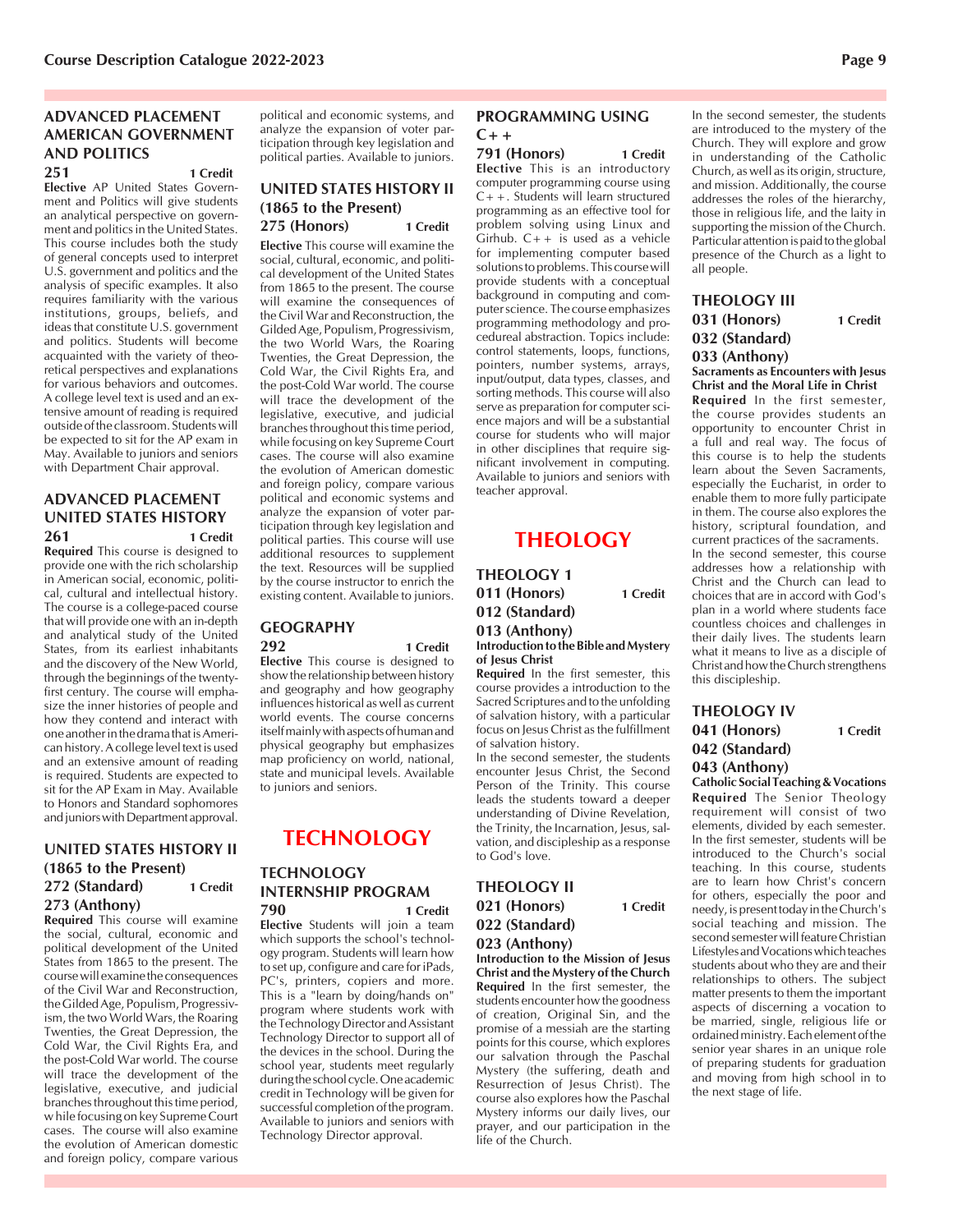### ADVANCED PLACEMENT AMERICAN GOVERNMENT AND POLITICS

**251** **1 Credit**

**Elective** AP United States Government and Politics will give students an analytical perspective on government and politics in the United States. This course includes both the study of general concepts used to interpret U.S. government and politics and the analysis of specific examples. It also requires familiarity with the various institutions, groups, beliefs, and ideas that constitute U.S. government and politics. Students will become acquainted with the variety of theoretical perspectives and explanations for various behaviors and outcomes. A college level text is used and an extensive amount of reading is required outside of the classroom. Students will be expected to sit for the AP exam in May. Available to juniors and seniors with Department Chair approval.

### ADVANCED PLACEMENT UNITED STATES HISTORY

**261** **1 Credit**

**Required** This course is designed to provide one with the rich scholarship in American social, economic, political, cultural and intellectual history. The course is a college-paced course that will provide one with an in-depth and analytical study of the United States, from its earliest inhabitants and the discovery of the New World, through the beginnings of the twenty-first century. The course will emphasize the inner histories of people and how they contend and interact with one another in the drama that is American history. A college level text is used and an extensive amount of reading is required. Students are expected to sit for the AP Exam in May. Available to Honors and Standard sophomores and juniors with Department approval.

### UNITED STATES HISTORY II (1865 to the Present)

**272 (Standard)** **1 Credit**
**273 (Anthony)**

**Required** This course will examine the social, cultural, economic and political development of the United States from 1865 to the present. The course will examine the consequences of the Civil War and Reconstruction, the Gilded Age, Populism, Progressivism, the two World Wars, the Roaring Twenties, the Great Depression, the Cold War, the Civil Rights Era, and the post-Cold War world. The course will trace the development of the legislative, executive, and judicial branches throughout this time period, while focusing on key Supreme Court cases. The course will also examine the evolution of American domestic and foreign policy, compare various political and economic systems, and analyze the expansion of voter participation through key legislation and political parties. Available to juniors.

### UNITED STATES HISTORY II (1865 to the Present)

**275 (Honors)** **1 Credit**

**Elective** This course will examine the social, cultural, economic, and political development of the United States from 1865 to the present. The course will examine the consequences of the Civil War and Reconstruction, the Gilded Age, Populism, Progressivism, the two World Wars, the Roaring Twenties, the Great Depression, the Cold War, the Civil Rights Era, and the post-Cold War world. The course will trace the development of the legislative, executive, and judicial branches throughout this time period, while focusing on key Supreme Court cases. The course will also examine the evolution of American domestic and foreign policy, compare various political and economic systems and analyze the expansion of voter participation through key legislation and political parties. This course will use additional resources to supplement the text. Resources will be supplied by the course instructor to enrich the existing content. Available to juniors.

### GEOGRAPHY

**292** **1 Credit**

**Elective** This course is designed to show the relationship between history and geography and how geography influences historical as well as current world events. The course concerns itself mainly with aspects of human and physical geography but emphasizes map proficiency on world, national, state and municipal levels. Available to juniors and seniors.

## TECHNOLOGY

### TECHNOLOGY INTERNSHIP PROGRAM

**790** **1 Credit**

**Elective** Students will join a team which supports the school's technology program. Students will learn how to set up, configure and care for iPads, PC's, printers, copiers and more. This is a "learn by doing/hands on" program where students work with the Technology Director and Assistant Technology Director to support all of the devices in the school. During the school year, students meet regularly during the school cycle. One academic credit in Technology will be given for successful completion of the program. Available to juniors and seniors with Technology Director approval.

### PROGRAMMING USING C++

**791 (Honors)** **1 Credit**

**Elective** This is an introductory computer programming course using C++. Students will learn structured programming as an effective tool for problem solving using Linux and Girhub. C++ is used as a vehicle for implementing computer based solutions to problems. This course will provide students with a conceptual background in computing and computer science. The course emphasizes programming methodology and procedureal abstraction. Topics include: control statements, loops, functions, pointers, number systems, arrays, input/output, data types, classes, and sorting methods. This course will also serve as preparation for computer science majors and will be a substantial course for students who will major in other disciplines that require significant involvement in computing. Available to juniors and seniors with teacher approval.

## THEOLOGY

### THEOLOGY 1

**011 (Honors)** **1 Credit**
**012 (Standard)**
**013 (Anthony)**

**Introduction to the Bible and Mystery of Jesus Christ**

**Required** In the first semester, this course provides a introduction to the Sacred Scriptures and to the unfolding of salvation history, with a particular focus on Jesus Christ as the fulfillment of salvation history.

In the second semester, the students encounter Jesus Christ, the Second Person of the Trinity. This course leads the students toward a deeper understanding of Divine Revelation, the Trinity, the Incarnation, Jesus, salvation, and discipleship as a response to God's love.

### THEOLOGY II

**021 (Honors)** **1 Credit**
**022 (Standard)**
**023 (Anthony)**

**Introduction to the Mission of Jesus Christ and the Mystery of the Church**

**Required** In the first semester, the students encounter how the goodness of creation, Original Sin, and the promise of a messiah are the starting points for this course, which explores our salvation through the Paschal Mystery (the suffering, death and Resurrection of Jesus Christ). The course also explores how the Paschal Mystery informs our daily lives, our prayer, and our participation in the life of the Church.

In the second semester, the students are introduced to the mystery of the Church. They will explore and grow in understanding of the Catholic Church, as well as its origin, structure, and mission. Additionally, the course addresses the roles of the hierarchy, those in religious life, and the laity in supporting the mission of the Church. Particular attention is paid to the global presence of the Church as a light to all people.

### THEOLOGY III

**031 (Honors)** **1 Credit**
**032 (Standard)**
**033 (Anthony)**

**Sacraments as Encounters with Jesus Christ and the Moral Life in Christ**

**Required** In the first semester, the course provides students an opportunity to encounter Christ in a full and real way. The focus of this course is to help the students learn about the Seven Sacraments, especially the Eucharist, in order to enable them to more fully participate in them. The course also explores the history, scriptural foundation, and current practices of the sacraments.

In the second semester, this course addresses how a relationship with Christ and the Church can lead to choices that are in accord with God's plan in a world where students face countless choices and challenges in their daily lives. The students learn what it means to live as a disciple of Christ and how the Church strengthens this discipleship.

### THEOLOGY IV

**041 (Honors)** **1 Credit**
**042 (Standard)**
**043 (Anthony)**

**Catholic Social Teaching & Vocations**

**Required** The Senior Theology requirement will consist of two elements, divided by each semester. In the first semester, students will be introduced to the Church's social teaching. In this course, students are to learn how Christ's concern for others, especially the poor and needy, is present today in the Church's social teaching and mission. The second semester will feature Christian Lifestyles and Vocations which teaches students about who they are and their relationships to others. The subject matter presents to them the important aspects of discerning a vocation to be married, single, religious life or ordained ministry. Each element of the senior year shares in an unique role of preparing students for graduation and moving from high school in to the next stage of life.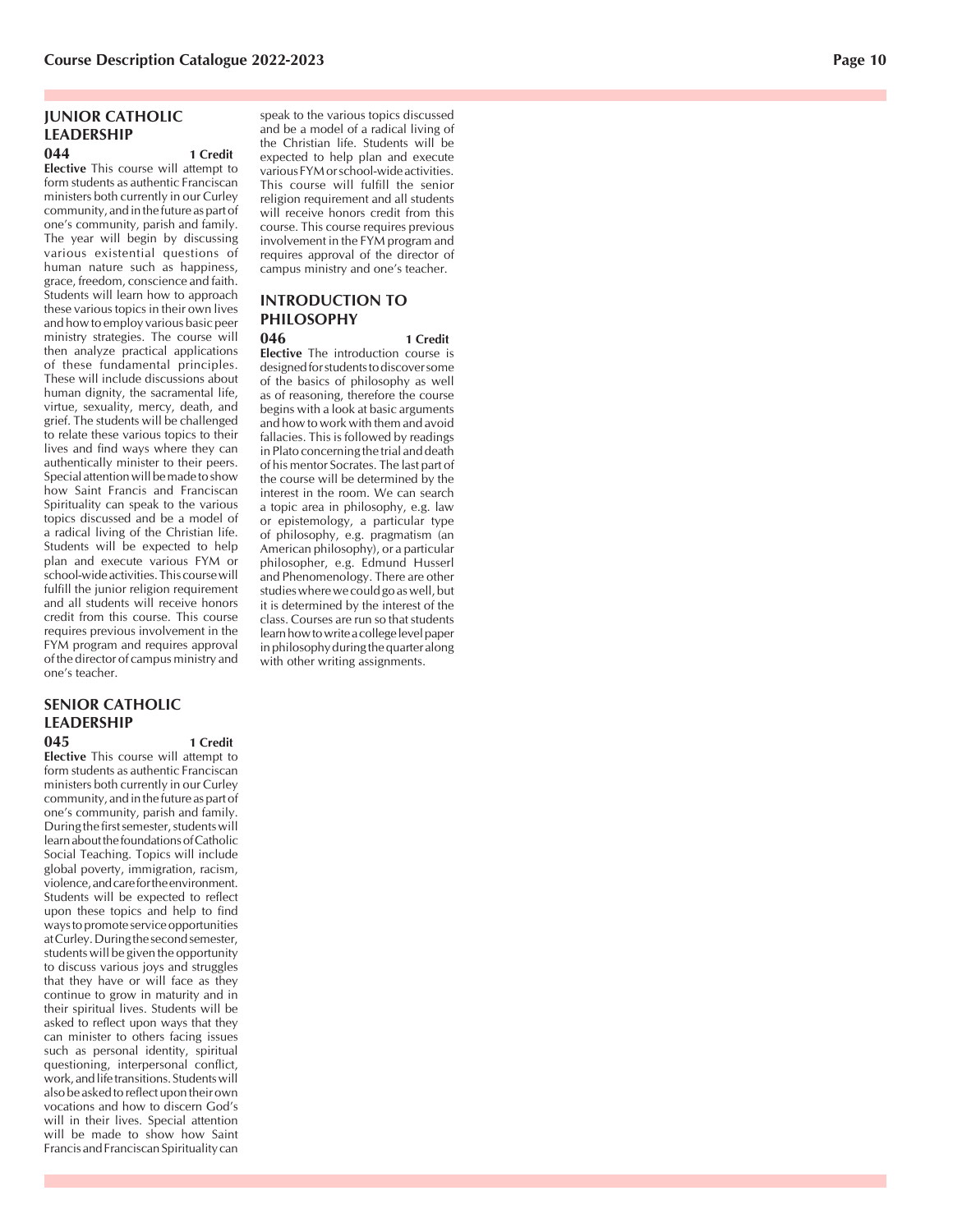## JUNIOR CATHOLIC LEADERSHIP

**044** **1 Credit**

**Elective** This course will attempt to form students as authentic Franciscan ministers both currently in our Curley community, and in the future as part of one's community, parish and family. The year will begin by discussing various existential questions of human nature such as happiness, grace, freedom, conscience and faith. Students will learn how to approach these various topics in their own lives and how to employ various basic peer ministry strategies. The course will then analyze practical applications of these fundamental principles. These will include discussions about human dignity, the sacramental life, virtue, sexuality, mercy, death, and grief. The students will be challenged to relate these various topics to their lives and find ways where they can authentically minister to their peers. Special attention will be made to show how Saint Francis and Franciscan Spirituality can speak to the various topics discussed and be a model of a radical living of the Christian life. Students will be expected to help plan and execute various FYM or school-wide activities. This course will fulfill the junior religion requirement and all students will receive honors credit from this course. This course requires previous involvement in the FYM program and requires approval of the director of campus ministry and one's teacher.

## SENIOR CATHOLIC LEADERSHIP

**045** **1 Credit**

**Elective** This course will attempt to form students as authentic Franciscan ministers both currently in our Curley community, and in the future as part of one's community, parish and family. During the first semester, students will learn about the foundations of Catholic Social Teaching. Topics will include global poverty, immigration, racism, violence, and care for the environment. Students will be expected to reflect upon these topics and help to find ways to promote service opportunities at Curley. During the second semester, students will be given the opportunity to discuss various joys and struggles that they have or will face as they continue to grow in maturity and in their spiritual lives. Students will be asked to reflect upon ways that they can minister to others facing issues such as personal identity, spiritual questioning, interpersonal conflict, work, and life transitions. Students will also be asked to reflect upon their own vocations and how to discern God's will in their lives. Special attention will be made to show how Saint Francis and Franciscan Spirituality can speak to the various topics discussed and be a model of a radical living of the Christian life. Students will be expected to help plan and execute various FYM or school-wide activities. This course will fulfill the senior religion requirement and all students will receive honors credit from this course. This course requires previous involvement in the FYM program and requires approval of the director of campus ministry and one's teacher.

## INTRODUCTION TO PHILOSOPHY

**046** **1 Credit**

**Elective** The introduction course is designed for students to discover some of the basics of philosophy as well as of reasoning, therefore the course begins with a look at basic arguments and how to work with them and avoid fallacies. This is followed by readings in Plato concerning the trial and death of his mentor Socrates. The last part of the course will be determined by the interest in the room. We can search a topic area in philosophy, e.g. law or epistemology, a particular type of philosophy, e.g. pragmatism (an American philosophy), or a particular philosopher, e.g. Edmund Husserl and Phenomenology. There are other studies where we could go as well, but it is determined by the interest of the class. Courses are run so that students learn how to write a college level paper in philosophy during the quarter along with other writing assignments.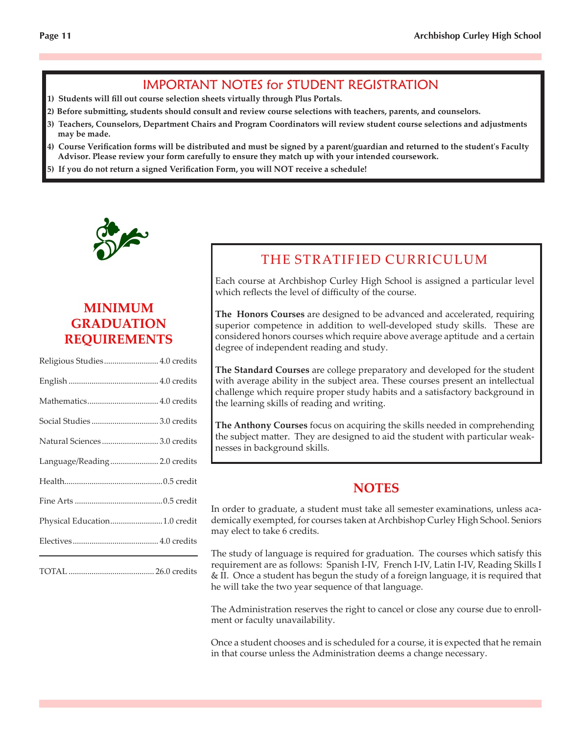## IMPORTANT NOTES for STUDENT REGISTRATION

1. **Students will fill out course selection sheets virtually through Plus Portals.**
2. **Before submitting, students should consult and review course selections with teachers, parents, and counselors.**
3. **Teachers, Counselors, Department Chairs and Program Coordinators will review student course selections and adjustments may be made.**
4. **Course Verification forms will be distributed and must be signed by a parent/guardian and returned to the student's Faculty Advisor. Please review your form carefully to ensure they match up with your intended coursework.**
5. **If you do not return a signed Verification Form, you will NOT receive a schedule!**

## MINIMUM GRADUATION REQUIREMENTS

| | |
|---|---|
| Religious Studies | 4.0 credits |
| English | 4.0 credits |
| Mathematics | 4.0 credits |
| Social Studies | 3.0 credits |
| Natural Sciences | 3.0 credits |
| Language/Reading | 2.0 credits |
| Health | 0.5 credit |
| Fine Arts | 0.5 credit |
| Physical Education | 1.0 credit |
| Electives | 4.0 credits |
| TOTAL | 26.0 credits |

## THE STRATIFIED CURRICULUM

Each course at Archbishop Curley High School is assigned a particular level which reflects the level of difficulty of the course.

**The Honors Courses** are designed to be advanced and accelerated, requiring superior competence in addition to well-developed study skills. These are considered honors courses which require above average aptitude and a certain degree of independent reading and study.

**The Standard Courses** are college preparatory and developed for the student with average ability in the subject area. These courses present an intellectual challenge which require proper study habits and a satisfactory background in the learning skills of reading and writing.

**The Anthony Courses** focus on acquiring the skills needed in comprehending the subject matter. They are designed to aid the student with particular weaknesses in background skills.

## NOTES

In order to graduate, a student must take all semester examinations, unless academically exempted, for courses taken at Archbishop Curley High School. Seniors may elect to take 6 credits.

The study of language is required for graduation. The courses which satisfy this requirement are as follows: Spanish I-IV, French I-IV, Latin I-IV, Reading Skills I & II. Once a student has begun the study of a foreign language, it is required that he will take the two year sequence of that language.

The Administration reserves the right to cancel or close any course due to enrollment or faculty unavailability.

Once a student chooses and is scheduled for a course, it is expected that he remain in that course unless the Administration deems a change necessary.